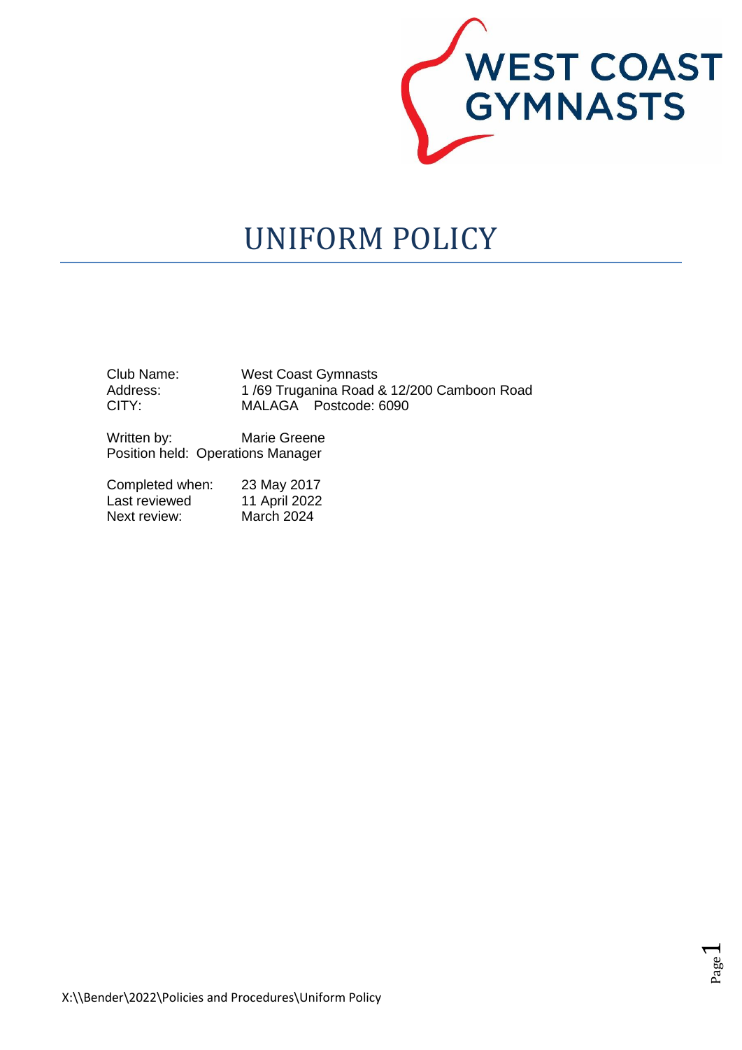WEST COAST GYMNASTS

# UNIFORM POLICY

Club Name: West Coast Gymnasts
Address: 1 /69 Truganina Road & 12/200 Camboon Road
CITY: MALAGA Postcode: 6090

Written by: Marie Greene
Position held: Operations Manager

Completed when: 23 May 2017
Last reviewed 11 April 2022
Next review: March 2024

X:\\Bender\2022\Policies and Procedures\Uniform Policy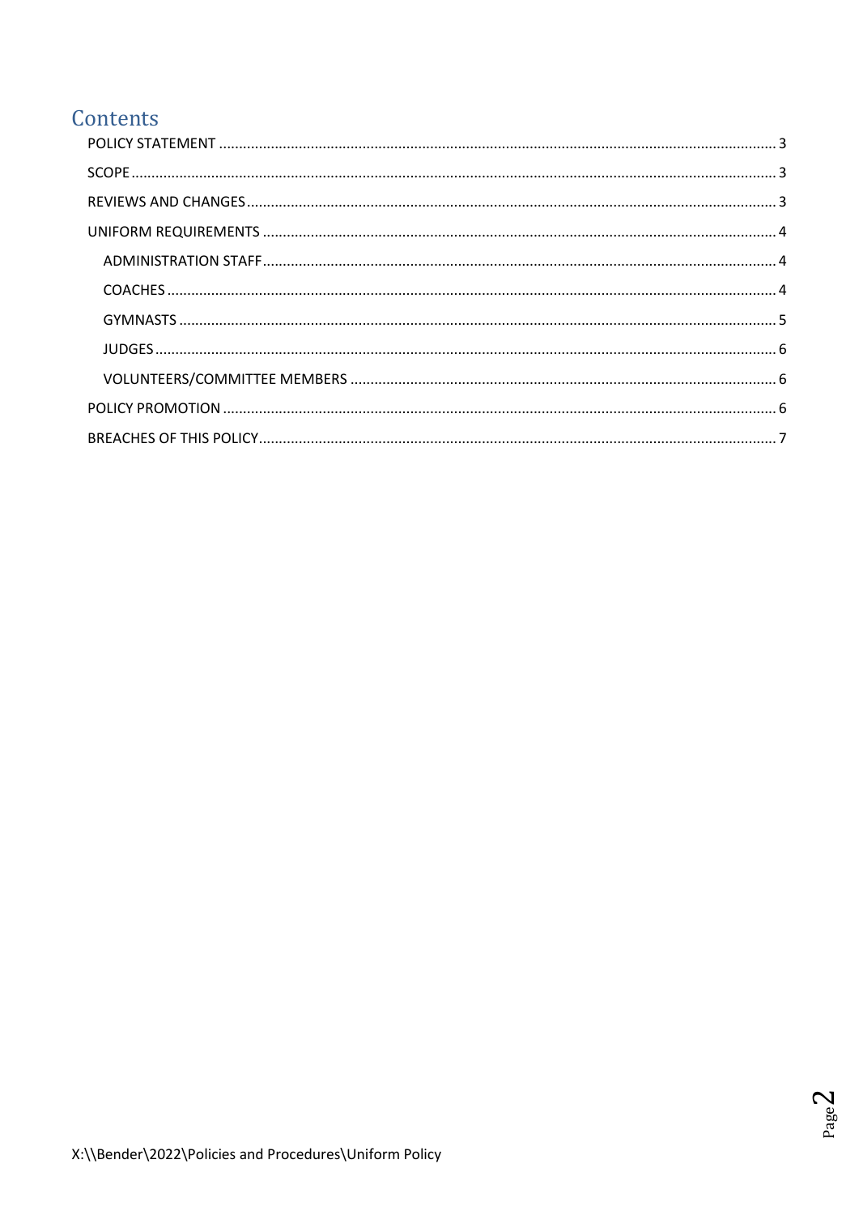# Contents

POLICY STATEMENT ..... 3

SCOPE ..... 3

REVIEWS AND CHANGES ..... 3

UNIFORM REQUIREMENTS ..... 4

- ADMINISTRATION STAFF ..... 4
- COACHES ..... 4
- GYMNASTS ..... 5
- JUDGES ..... 6
- VOLUNTEERS/COMMITTEE MEMBERS ..... 6

POLICY PROMOTION ..... 6

BREACHES OF THIS POLICY ..... 7

X:\\Bender\2022\Policies and Procedures\Uniform Policy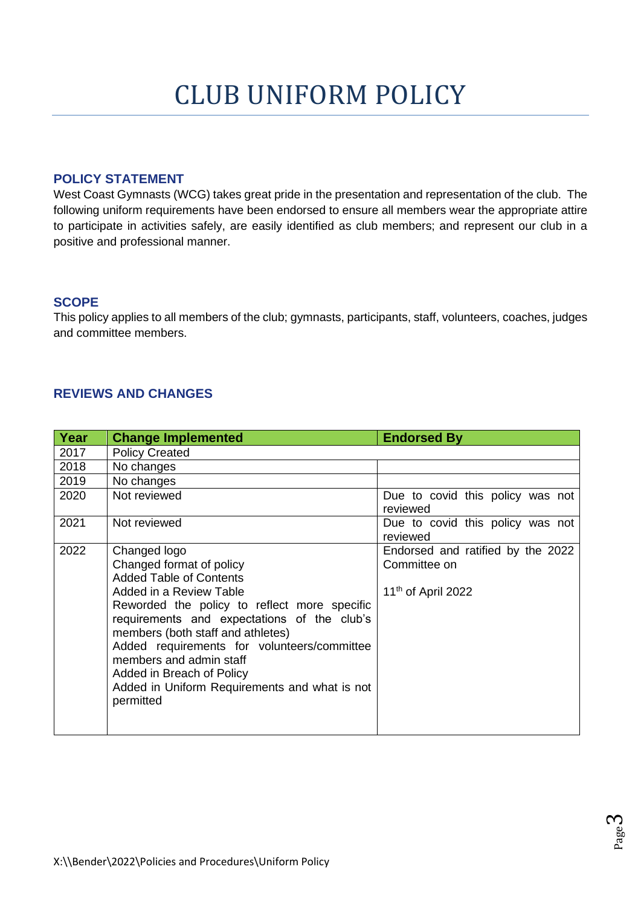# CLUB UNIFORM POLICY

## POLICY STATEMENT

West Coast Gymnasts (WCG) takes great pride in the presentation and representation of the club. The following uniform requirements have been endorsed to ensure all members wear the appropriate attire to participate in activities safely, are easily identified as club members; and represent our club in a positive and professional manner.

## SCOPE

This policy applies to all members of the club; gymnasts, participants, staff, volunteers, coaches, judges and committee members.

## REVIEWS AND CHANGES

| Year | Change Implemented | Endorsed By |
|---|---|---|
| 2017 | Policy Created | |
| 2018 | No changes | |
| 2019 | No changes | |
| 2020 | Not reviewed | Due to covid this policy was not reviewed |
| 2021 | Not reviewed | Due to covid this policy was not reviewed |
| 2022 | Changed logo<br>Changed format of policy<br>Added Table of Contents<br>Added in a Review Table<br>Reworded the policy to reflect more specific requirements and expectations of the club's members (both staff and athletes)<br>Added requirements for volunteers/committee members and admin staff<br>Added in Breach of Policy<br>Added in Uniform Requirements and what is not permitted | Endorsed and ratified by the 2022 Committee on<br><br>11th of April 2022 |

X:\\Bender\2022\Policies and Procedures\Uniform Policy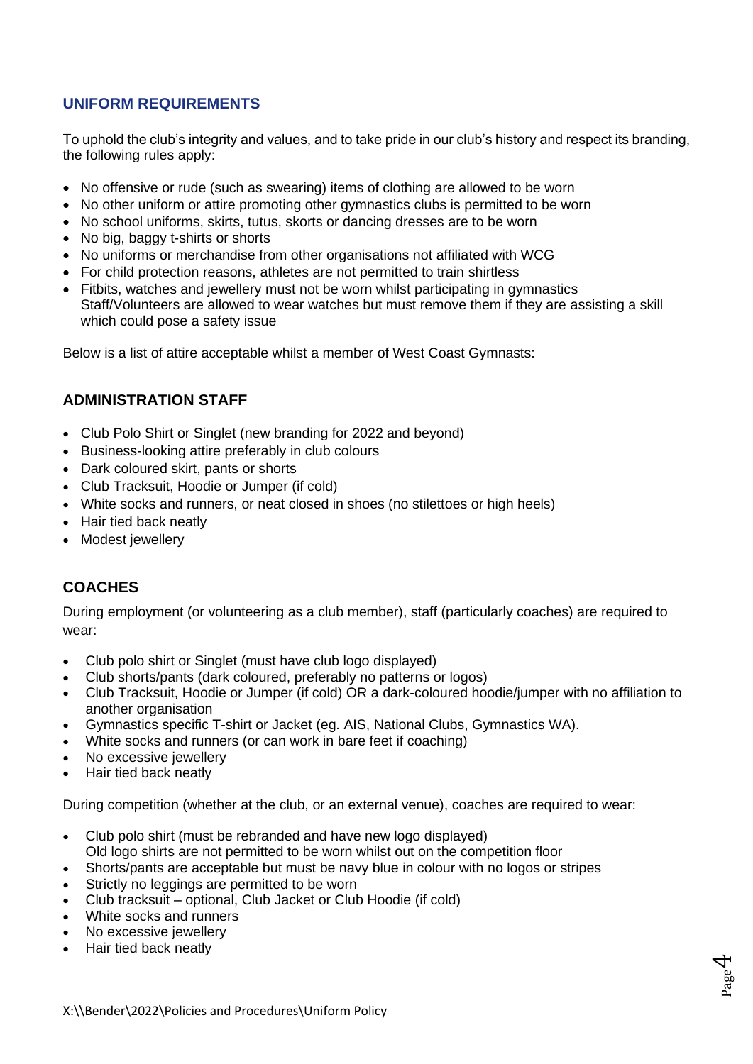## UNIFORM REQUIREMENTS

To uphold the club's integrity and values, and to take pride in our club's history and respect its branding, the following rules apply:

- No offensive or rude (such as swearing) items of clothing are allowed to be worn
- No other uniform or attire promoting other gymnastics clubs is permitted to be worn
- No school uniforms, skirts, tutus, skorts or dancing dresses are to be worn
- No big, baggy t-shirts or shorts
- No uniforms or merchandise from other organisations not affiliated with WCG
- For child protection reasons, athletes are not permitted to train shirtless
- Fitbits, watches and jewellery must not be worn whilst participating in gymnastics
  Staff/Volunteers are allowed to wear watches but must remove them if they are assisting a skill which could pose a safety issue

Below is a list of attire acceptable whilst a member of West Coast Gymnasts:

### ADMINISTRATION STAFF

- Club Polo Shirt or Singlet (new branding for 2022 and beyond)
- Business-looking attire preferably in club colours
- Dark coloured skirt, pants or shorts
- Club Tracksuit, Hoodie or Jumper (if cold)
- White socks and runners, or neat closed in shoes (no stilettoes or high heels)
- Hair tied back neatly
- Modest jewellery

### COACHES

During employment (or volunteering as a club member), staff (particularly coaches) are required to wear:

- Club polo shirt or Singlet (must have club logo displayed)
- Club shorts/pants (dark coloured, preferably no patterns or logos)
- Club Tracksuit, Hoodie or Jumper (if cold) OR a dark-coloured hoodie/jumper with no affiliation to another organisation
- Gymnastics specific T-shirt or Jacket (eg. AIS, National Clubs, Gymnastics WA).
- White socks and runners (or can work in bare feet if coaching)
- No excessive jewellery
- Hair tied back neatly

During competition (whether at the club, or an external venue), coaches are required to wear:

- Club polo shirt (must be rebranded and have new logo displayed)
  Old logo shirts are not permitted to be worn whilst out on the competition floor
- Shorts/pants are acceptable but must be navy blue in colour with no logos or stripes
- Strictly no leggings are permitted to be worn
- Club tracksuit – optional, Club Jacket or Club Hoodie (if cold)
- White socks and runners
- No excessive jewellery
- Hair tied back neatly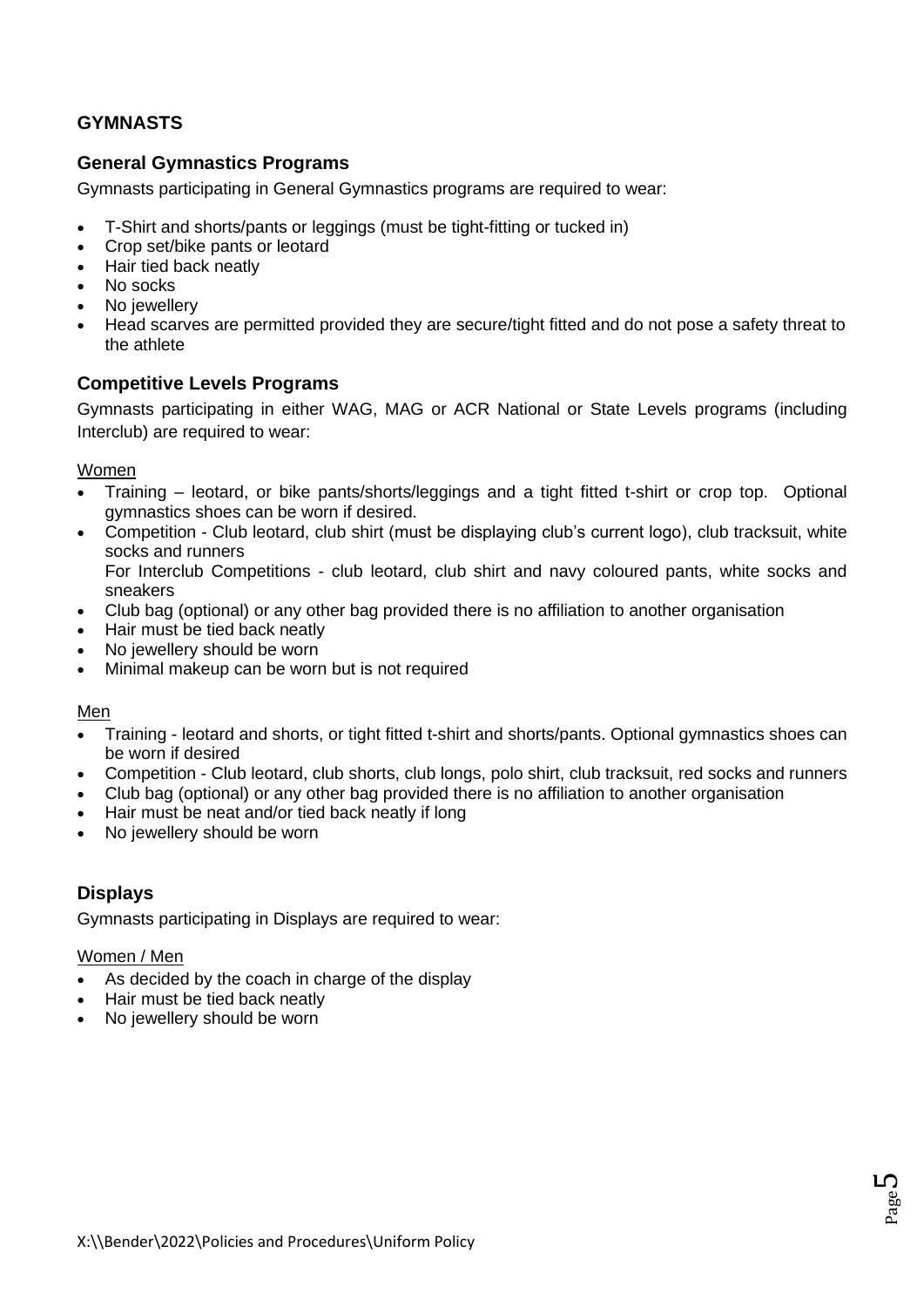## GYMNASTS

### General Gymnastics Programs

Gymnasts participating in General Gymnastics programs are required to wear:

- T-Shirt and shorts/pants or leggings (must be tight-fitting or tucked in)
- Crop set/bike pants or leotard
- Hair tied back neatly
- No socks
- No jewellery
- Head scarves are permitted provided they are secure/tight fitted and do not pose a safety threat to the athlete

### Competitive Levels Programs

Gymnasts participating in either WAG, MAG or ACR National or State Levels programs (including Interclub) are required to wear:

Women

- Training – leotard, or bike pants/shorts/leggings and a tight fitted t-shirt or crop top. Optional gymnastics shoes can be worn if desired.
- Competition - Club leotard, club shirt (must be displaying club's current logo), club tracksuit, white socks and runners
  For Interclub Competitions - club leotard, club shirt and navy coloured pants, white socks and sneakers
- Club bag (optional) or any other bag provided there is no affiliation to another organisation
- Hair must be tied back neatly
- No jewellery should be worn
- Minimal makeup can be worn but is not required

Men

- Training - leotard and shorts, or tight fitted t-shirt and shorts/pants. Optional gymnastics shoes can be worn if desired
- Competition - Club leotard, club shorts, club longs, polo shirt, club tracksuit, red socks and runners
- Club bag (optional) or any other bag provided there is no affiliation to another organisation
- Hair must be neat and/or tied back neatly if long
- No jewellery should be worn

### Displays

Gymnasts participating in Displays are required to wear:

Women / Men

- As decided by the coach in charge of the display
- Hair must be tied back neatly
- No jewellery should be worn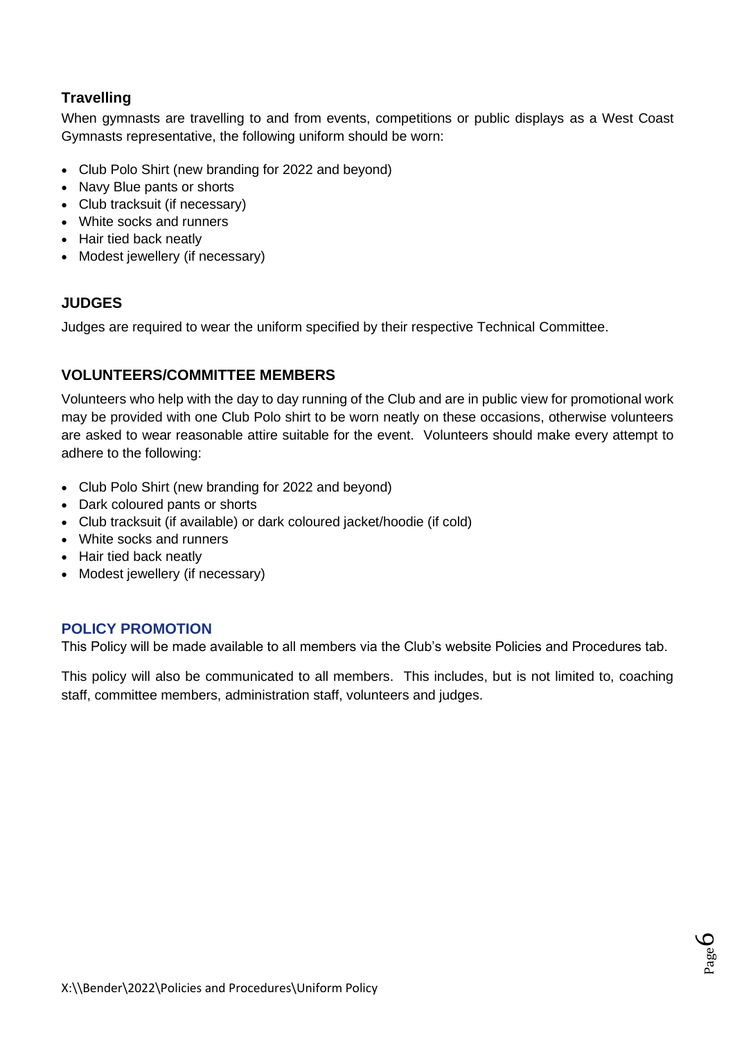### Travelling

When gymnasts are travelling to and from events, competitions or public displays as a West Coast Gymnasts representative, the following uniform should be worn:

- Club Polo Shirt (new branding for 2022 and beyond)
- Navy Blue pants or shorts
- Club tracksuit (if necessary)
- White socks and runners
- Hair tied back neatly
- Modest jewellery (if necessary)

## JUDGES

Judges are required to wear the uniform specified by their respective Technical Committee.

## VOLUNTEERS/COMMITTEE MEMBERS

Volunteers who help with the day to day running of the Club and are in public view for promotional work may be provided with one Club Polo shirt to be worn neatly on these occasions, otherwise volunteers are asked to wear reasonable attire suitable for the event. Volunteers should make every attempt to adhere to the following:

- Club Polo Shirt (new branding for 2022 and beyond)
- Dark coloured pants or shorts
- Club tracksuit (if available) or dark coloured jacket/hoodie (if cold)
- White socks and runners
- Hair tied back neatly
- Modest jewellery (if necessary)

## POLICY PROMOTION

This Policy will be made available to all members via the Club's website Policies and Procedures tab.

This policy will also be communicated to all members. This includes, but is not limited to, coaching staff, committee members, administration staff, volunteers and judges.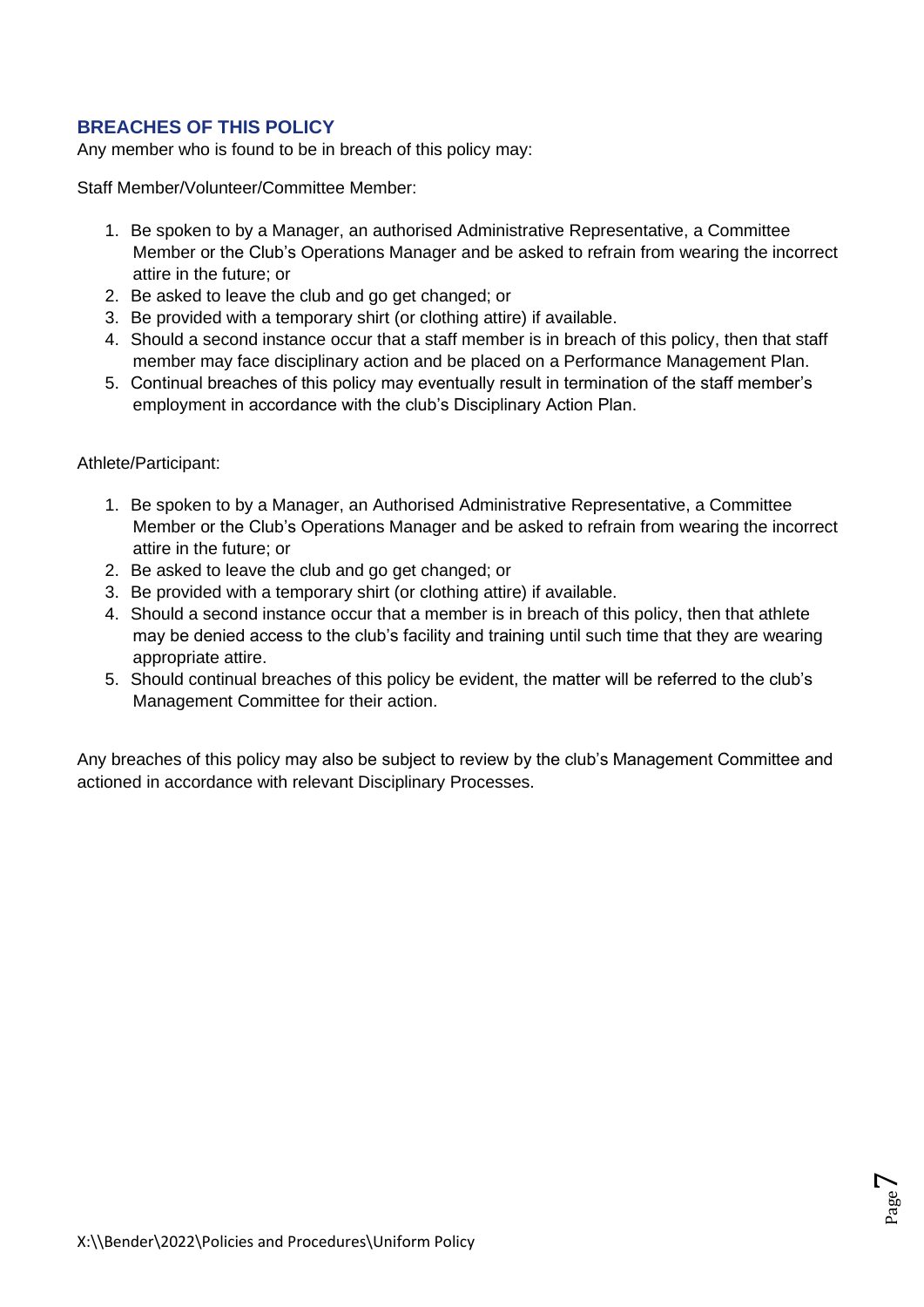## BREACHES OF THIS POLICY

Any member who is found to be in breach of this policy may:

Staff Member/Volunteer/Committee Member:

1. Be spoken to by a Manager, an authorised Administrative Representative, a Committee Member or the Club's Operations Manager and be asked to refrain from wearing the incorrect attire in the future; or
2. Be asked to leave the club and go get changed; or
3. Be provided with a temporary shirt (or clothing attire) if available.
4. Should a second instance occur that a staff member is in breach of this policy, then that staff member may face disciplinary action and be placed on a Performance Management Plan.
5. Continual breaches of this policy may eventually result in termination of the staff member's employment in accordance with the club's Disciplinary Action Plan.

Athlete/Participant:

1. Be spoken to by a Manager, an Authorised Administrative Representative, a Committee Member or the Club's Operations Manager and be asked to refrain from wearing the incorrect attire in the future; or
2. Be asked to leave the club and go get changed; or
3. Be provided with a temporary shirt (or clothing attire) if available.
4. Should a second instance occur that a member is in breach of this policy, then that athlete may be denied access to the club's facility and training until such time that they are wearing appropriate attire.
5. Should continual breaches of this policy be evident, the matter will be referred to the club's Management Committee for their action.

Any breaches of this policy may also be subject to review by the club's Management Committee and actioned in accordance with relevant Disciplinary Processes.